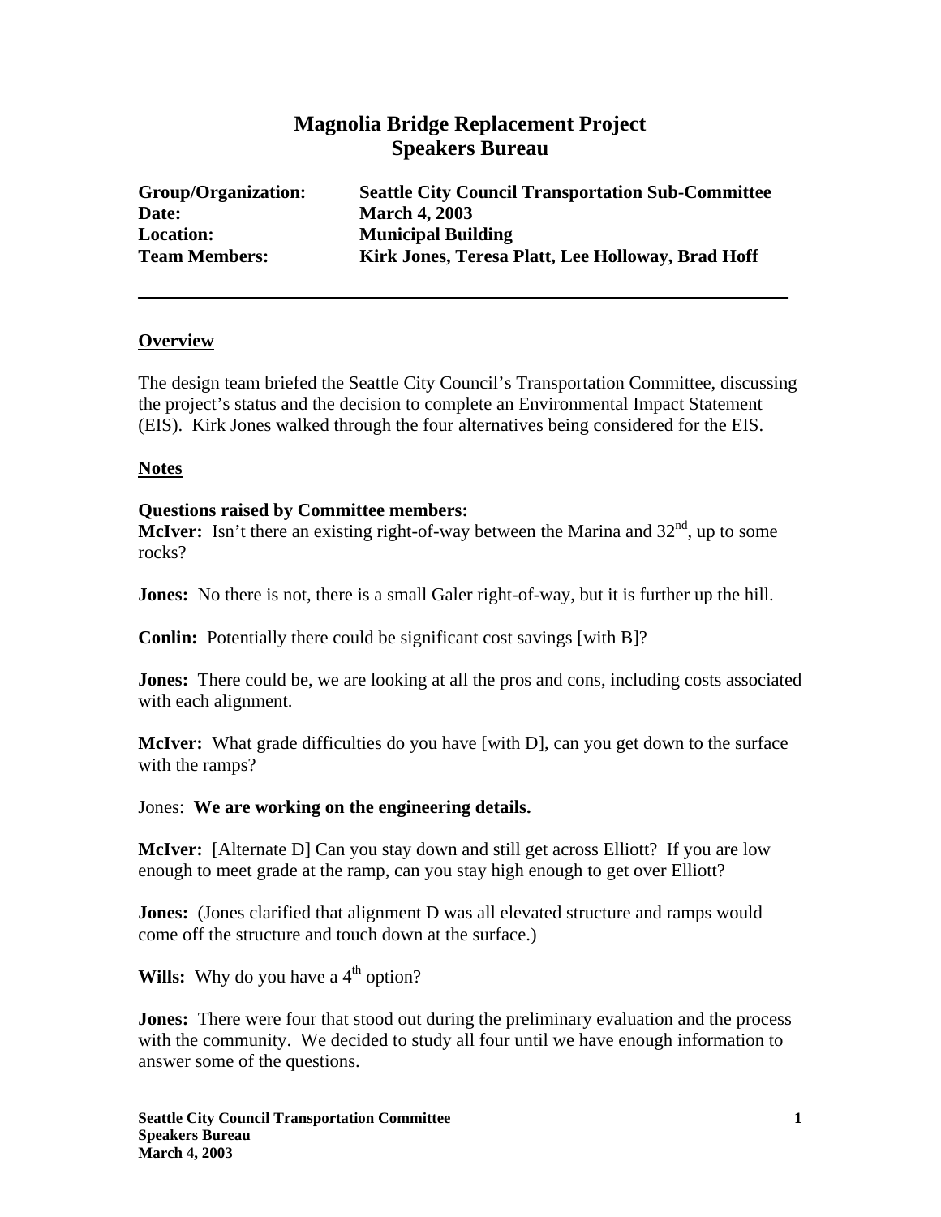# Magnolia Bridge Replacement Project
# Speakers Bureau

**Group/Organization:** **Seattle City Council Transportation Sub-Committee**
**Date:** **March 4, 2003**
**Location:** **Municipal Building**
**Team Members:** **Kirk Jones, Teresa Platt, Lee Holloway, Brad Hoff**

---

## Overview

The design team briefed the Seattle City Council's Transportation Committee, discussing the project's status and the decision to complete an Environmental Impact Statement (EIS). Kirk Jones walked through the four alternatives being considered for the EIS.

## Notes

**Questions raised by Committee members:**

**McIver:** Isn't there an existing right-of-way between the Marina and 32nd, up to some rocks?

**Jones:** No there is not, there is a small Galer right-of-way, but it is further up the hill.

**Conlin:** Potentially there could be significant cost savings [with B]?

**Jones:** There could be, we are looking at all the pros and cons, including costs associated with each alignment.

**McIver:** What grade difficulties do you have [with D], can you get down to the surface with the ramps?

Jones: **We are working on the engineering details.**

**McIver:** [Alternate D] Can you stay down and still get across Elliott? If you are low enough to meet grade at the ramp, can you stay high enough to get over Elliott?

**Jones:** (Jones clarified that alignment D was all elevated structure and ramps would come off the structure and touch down at the surface.)

**Wills:** Why do you have a 4th option?

**Jones:** There were four that stood out during the preliminary evaluation and the process with the community. We decided to study all four until we have enough information to answer some of the questions.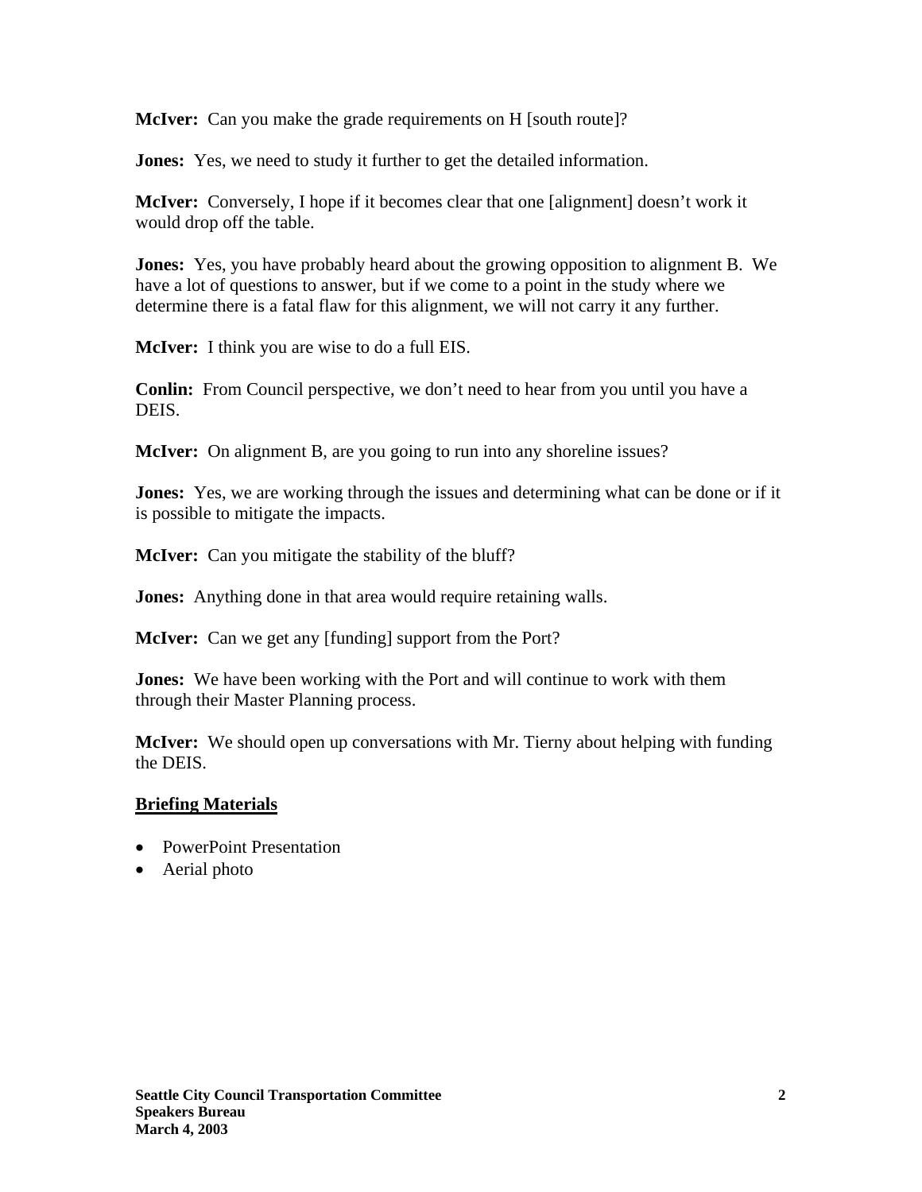**McIver:** Can you make the grade requirements on H [south route]?

**Jones:** Yes, we need to study it further to get the detailed information.

**McIver:** Conversely, I hope if it becomes clear that one [alignment] doesn't work it would drop off the table.

**Jones:** Yes, you have probably heard about the growing opposition to alignment B. We have a lot of questions to answer, but if we come to a point in the study where we determine there is a fatal flaw for this alignment, we will not carry it any further.

**McIver:** I think you are wise to do a full EIS.

**Conlin:** From Council perspective, we don't need to hear from you until you have a DEIS.

**McIver:** On alignment B, are you going to run into any shoreline issues?

**Jones:** Yes, we are working through the issues and determining what can be done or if it is possible to mitigate the impacts.

**McIver:** Can you mitigate the stability of the bluff?

**Jones:** Anything done in that area would require retaining walls.

**McIver:** Can we get any [funding] support from the Port?

**Jones:** We have been working with the Port and will continue to work with them through their Master Planning process.

**McIver:** We should open up conversations with Mr. Tierny about helping with funding the DEIS.

## Briefing Materials

- PowerPoint Presentation
- Aerial photo